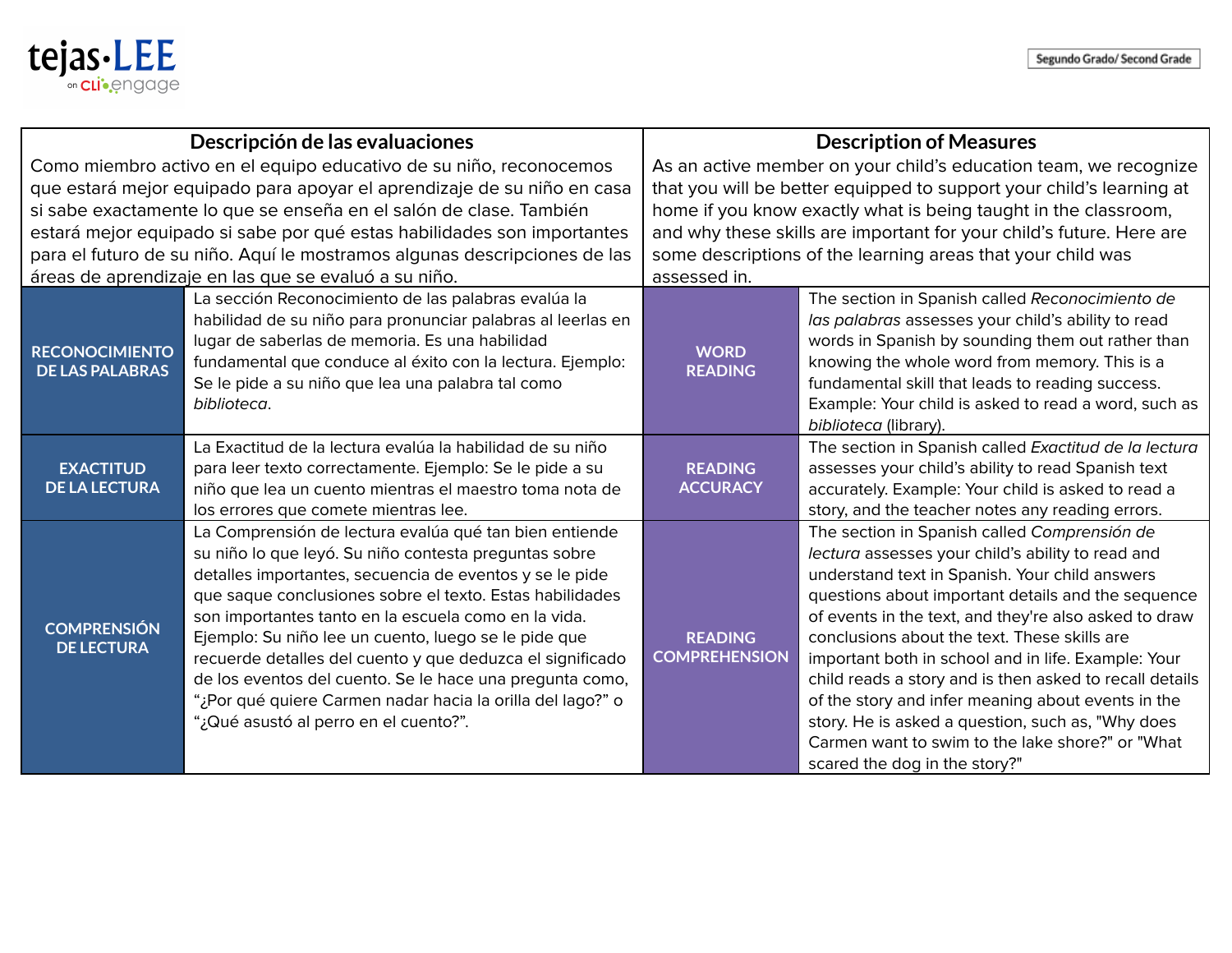tejas·LEE on CLI engage

Segundo Grado/ Second Grade

| Descripción de las evaluaciones | | Description of Measures | |
|---|---|---|---|
| Como miembro activo en el equipo educativo de su niño, reconocemos que estará mejor equipado para apoyar el aprendizaje de su niño en casa si sabe exactamente lo que se enseña en el salón de clase. También estará mejor equipado si sabe por qué estas habilidades son importantes para el futuro de su niño. Aquí le mostramos algunas descripciones de las áreas de aprendizaje en las que se evaluó a su niño. | | As an active member on your child's education team, we recognize that you will be better equipped to support your child's learning at home if you know exactly what is being taught in the classroom, and why these skills are important for your child's future. Here are some descriptions of the learning areas that your child was assessed in. | |
| **RECONOCIMIENTO DE LAS PALABRAS** | La sección Reconocimiento de las palabras evalúa la habilidad de su niño para pronunciar palabras al leerlas en lugar de saberlas de memoria. Es una habilidad fundamental que conduce al éxito con la lectura. Ejemplo: Se le pide a su niño que lea una palabra tal como *biblioteca*. | **WORD READING** | The section in Spanish called *Reconocimiento de las palabras* assesses your child's ability to read words in Spanish by sounding them out rather than knowing the whole word from memory. This is a fundamental skill that leads to reading success. Example: Your child is asked to read a word, such as *biblioteca* (library). |
| **EXACTITUD DE LA LECTURA** | La Exactitud de la lectura evalúa la habilidad de su niño para leer texto correctamente. Ejemplo: Se le pide a su niño que lea un cuento mientras el maestro toma nota de los errores que comete mientras lee. | **READING ACCURACY** | The section in Spanish called *Exactitud de la lectura* assesses your child's ability to read Spanish text accurately. Example: Your child is asked to read a story, and the teacher notes any reading errors. |
| **COMPRENSIÓN DE LECTURA** | La Comprensión de lectura evalúa qué tan bien entiende su niño lo que leyó. Su niño contesta preguntas sobre detalles importantes, secuencia de eventos y se le pide que saque conclusiones sobre el texto. Estas habilidades son importantes tanto en la escuela como en la vida. Ejemplo: Su niño lee un cuento, luego se le pide que recuerde detalles del cuento y que deduzca el significado de los eventos del cuento. Se le hace una pregunta como, "¿Por qué quiere Carmen nadar hacia la orilla del lago?" o "¿Qué asustó al perro en el cuento?". | **READING COMPREHENSION** | The section in Spanish called *Comprensión de lectura* assesses your child's ability to read and understand text in Spanish. Your child answers questions about important details and the sequence of events in the text, and they're also asked to draw conclusions about the text. These skills are important both in school and in life. Example: Your child reads a story and is then asked to recall details of the story and infer meaning about events in the story. He is asked a question, such as, "Why does Carmen want to swim to the lake shore?" or "What scared the dog in the story?" |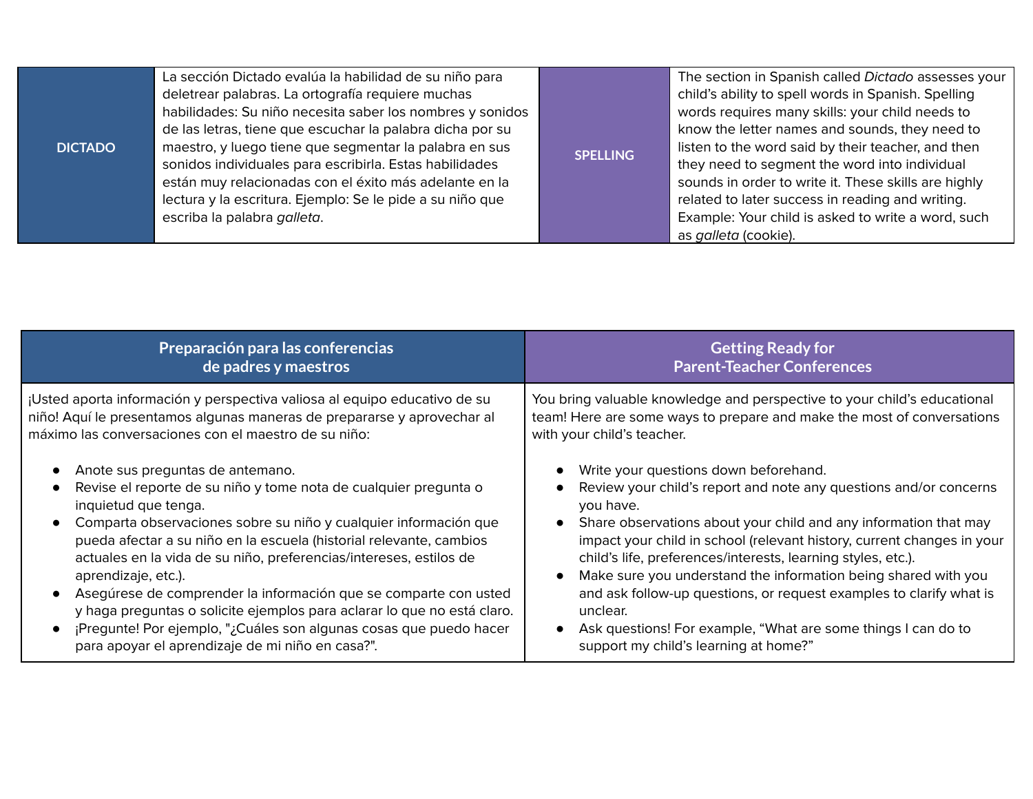| | | | |
|---|---|---|---|
| **DICTADO** | La sección Dictado evalúa la habilidad de su niño para deletrear palabras. La ortografía requiere muchas habilidades: Su niño necesita saber los nombres y sonidos de las letras, tiene que escuchar la palabra dicha por su maestro, y luego tiene que segmentar la palabra en sus sonidos individuales para escribirla. Estas habilidades están muy relacionadas con el éxito más adelante en la lectura y la escritura. Ejemplo: Se le pide a su niño que escriba la palabra *galleta*. | **SPELLING** | The section in Spanish called *Dictado* assesses your child's ability to spell words in Spanish. Spelling words requires many skills: your child needs to know the letter names and sounds, they need to listen to the word said by their teacher, and then they need to segment the word into individual sounds in order to write it. These skills are highly related to later success in reading and writing. Example: Your child is asked to write a word, such as *galleta* (cookie). |

| **Preparación para las conferencias de padres y maestros** | **Getting Ready for Parent-Teacher Conferences** |
|---|---|
| ¡Usted aporta información y perspectiva valiosa al equipo educativo de su niño! Aquí le presentamos algunas maneras de prepararse y aprovechar al máximo las conversaciones con el maestro de su niño:<br><br>• Anote sus preguntas de antemano.<br>• Revise el reporte de su niño y tome nota de cualquier pregunta o inquietud que tenga.<br>• Comparta observaciones sobre su niño y cualquier información que pueda afectar a su niño en la escuela (historial relevante, cambios actuales en la vida de su niño, preferencias/intereses, estilos de aprendizaje, etc.).<br>• Asegúrese de comprender la información que se comparte con usted y haga preguntas o solicite ejemplos para aclarar lo que no está claro.<br>• ¡Pregunte! Por ejemplo, "¿Cuáles son algunas cosas que puedo hacer para apoyar el aprendizaje de mi niño en casa?". | You bring valuable knowledge and perspective to your child's educational team! Here are some ways to prepare and make the most of conversations with your child's teacher.<br><br>• Write your questions down beforehand.<br>• Review your child's report and note any questions and/or concerns you have.<br>• Share observations about your child and any information that may impact your child in school (relevant history, current changes in your child's life, preferences/interests, learning styles, etc.).<br>• Make sure you understand the information being shared with you and ask follow-up questions, or request examples to clarify what is unclear.<br>• Ask questions! For example, "What are some things I can do to support my child's learning at home?" |